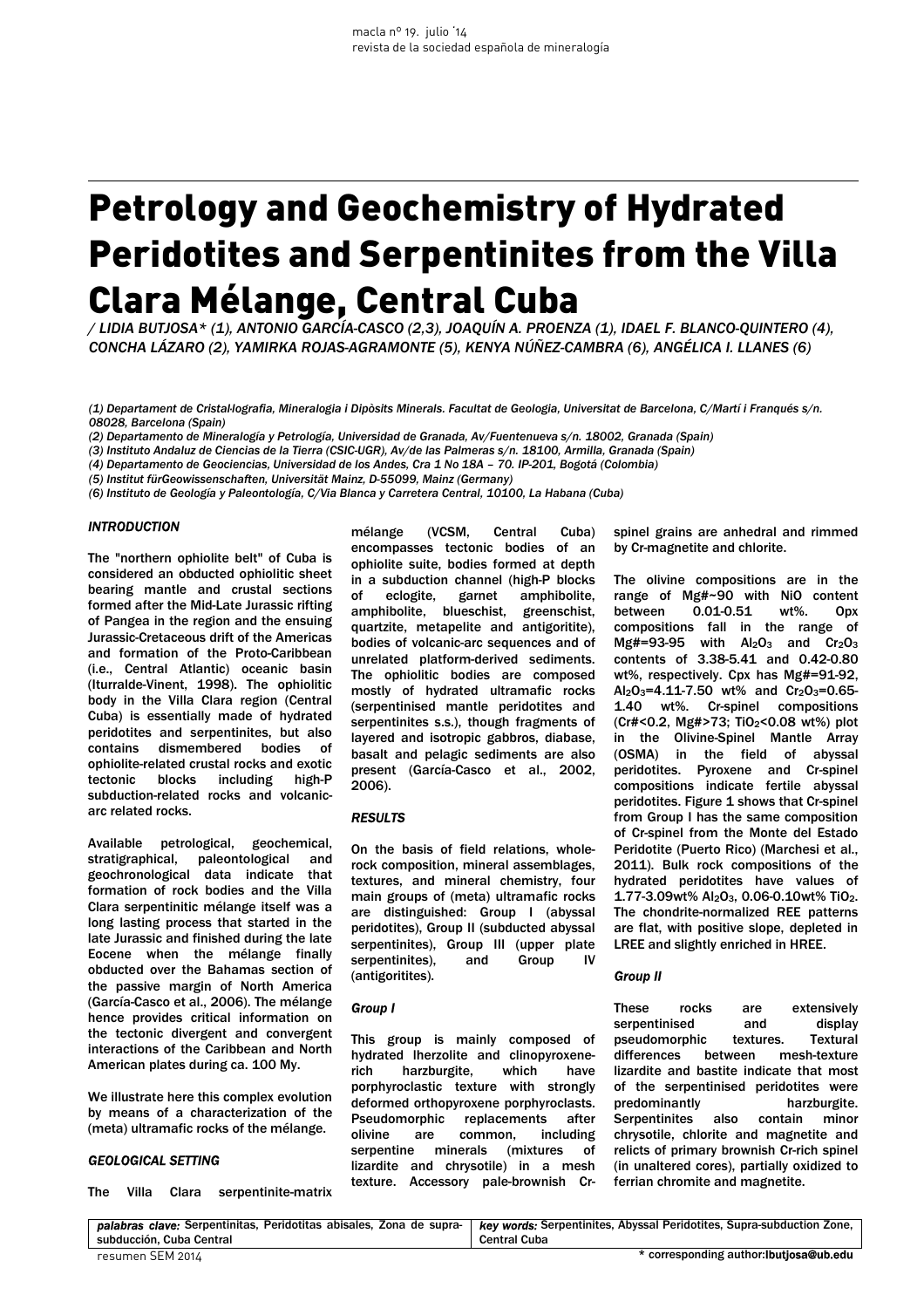# Petrology and Geochemistry of Hydrated Peridotites and Serpentinites from the Villa Clara Mélange, Central Cuba

*/ LIDIA BUTJOSA\* (1), ANTONIO GARCÍA-CASCO (2,3), JOAQUÍN A. PROENZA (1), IDAEL F. BLANCO-QUINTERO (4), CONCHA LÁZARO (2), YAMIRKA ROJAS-AGRAMONTE (5), KENYA NÚÑEZ-CAMBRA (6), ANGÉLICA I. LLANES (6)*

*(1) Departament de Cristal·lografia, Mineralogia i Dipòsits Minerals. Facultat de Geologia, Universitat de Barcelona, C/Martí i Franqués s/n. 08028, Barcelona (Spain)*

*(2) Departamento de Mineralogía y Petrología, Universidad de Granada, Av/Fuentenueva s/n. 18002, Granada (Spain)*

*(3) Instituto Andaluz de Ciencias de la Tierra (CSIC-UGR), Av/de las Palmeras s/n. 18100, Armilla, Granada (Spain)*

*(4) Departamento de Geociencias, Universidad de los Andes, Cra 1 No 18A – 70. IP-201, Bogotá (Colombia)*

*(5) Institut fürGeowissenschaften, Universität Mainz, D-55099, Mainz (Germany)*

*(6) Instituto de Geología y Paleontología, C/Via Blanca y Carretera Central, 10100, La Habana (Cuba)*

## INTRODUCTION

The "northern ophiolite belt" of Cuba is considered an obducted ophiolitic sheet bearing mantle and crustal sections formed after the Mid-Late Jurassic rifting of Pangea in the region and the ensuing Jurassic-Cretaceous drift of the Americas and formation of the Proto-Caribbean (i.e., Central Atlantic) oceanic basin (Iturralde-Vinent, 1998). The ophiolitic body in the Villa Clara region (Central Cuba) is essentially made of hydrated peridotites and serpentinites, but also contains dismembered bodies of ophiolite-related crustal rocks and exotic tectonic blocks including high-P subduction-related rocks and volcanic-arc related rocks.

Available petrological, geochemical, stratigraphical, paleontological and geochronological data indicate that formation of rock bodies and the Villa Clara serpentinitic mélange itself was a long lasting process that started in the late Jurassic and finished during the late Eocene when the mélange finally obducted over the Bahamas section of the passive margin of North America (García-Casco et al., 2006). The mélange hence provides critical information on the tectonic divergent and convergent interactions of the Caribbean and North American plates during ca. 100 My.

We illustrate here this complex evolution by means of a characterization of the (meta) ultramafic rocks of the mélange.

## GEOLOGICAL SETTING

The Villa Clara serpentinite-matrix mélange (VCSM, Central Cuba) encompasses tectonic bodies of an ophiolite suite, bodies formed at depth in a subduction channel (high-P blocks of eclogite, garnet amphibolite, amphibolite, blueschist, greenschist, quartzite, metapelite and antigoritite), bodies of volcanic-arc sequences and of unrelated platform-derived sediments. The ophiolitic bodies are composed mostly of hydrated ultramafic rocks (serpentinised mantle peridotites and serpentinites s.s.), though fragments of layered and isotropic gabbros, diabase, basalt and pelagic sediments are also present (García-Casco et al., 2002, 2006).

## RESULTS

On the basis of field relations, whole-rock composition, mineral assemblages, textures, and mineral chemistry, four main groups of (meta) ultramafic rocks are distinguished: Group I (abyssal peridotites), Group II (subducted abyssal serpentinites), Group III (upper plate serpentinites), and Group IV (antigoritites).

### Group I

This group is mainly composed of hydrated lherzolite and clinopyroxene-rich harzburgite, which have porphyroclastic texture with strongly deformed orthopyroxene porphyroclasts. Pseudomorphic replacements after olivine are common, including serpentine minerals (mixtures of lizardite and chrysotile) in a mesh texture. Accessory pale-brownish Cr-spinel grains are anhedral and rimmed by Cr-magnetite and chlorite.

The olivine compositions are in the range of Mg#~90 with NiO content between 0.01-0.51 wt%. Opx compositions fall in the range of Mg#=93-95 with $Al_2O_3$ and $Cr_2O_3$ contents of 3.38-5.41 and 0.42-0.80 wt%, respectively. Cpx has Mg#=91-92, $Al_2O_3$=4.11-7.50 wt% and $Cr_2O_3$=0.65-1.40 wt%. Cr-spinel compositions (Cr#<0.2, Mg#>73; $TiO_2$<0.08 wt%) plot in the Olivine-Spinel Mantle Array (OSMA) in the field of abyssal peridotites. Pyroxene and Cr-spinel compositions indicate fertile abyssal peridotites. Figure 1 shows that Cr-spinel from Group I has the same composition of Cr-spinel from the Monte del Estado Peridotite (Puerto Rico) (Marchesi et al., 2011). Bulk rock compositions of the hydrated peridotites have values of 1.77-3.09wt% $Al_2O_3$, 0.06-0.10wt% $TiO_2$. The chondrite-normalized REE patterns are flat, with positive slope, depleted in LREE and slightly enriched in HREE.

### Group II

These rocks are extensively serpentinised and display pseudomorphic textures. Textural differences between mesh-texture lizardite and bastite indicate that most of the serpentinised peridotites were predominantly harzburgite. Serpentinites also contain minor chrysotile, chlorite and magnetite and relicts of primary brownish Cr-rich spinel (in unaltered cores), partially oxidized to ferrian chromite and magnetite.

| *palabras clave:* Serpentinitas, Peridotitas abisales, Zona de supra-subducción, Cuba Central | *key words:* Serpentinites, Abyssal Peridotites, Supra-subduction Zone, Central Cuba |
|---|---|

\* corresponding author: lbutjosa@ub.edu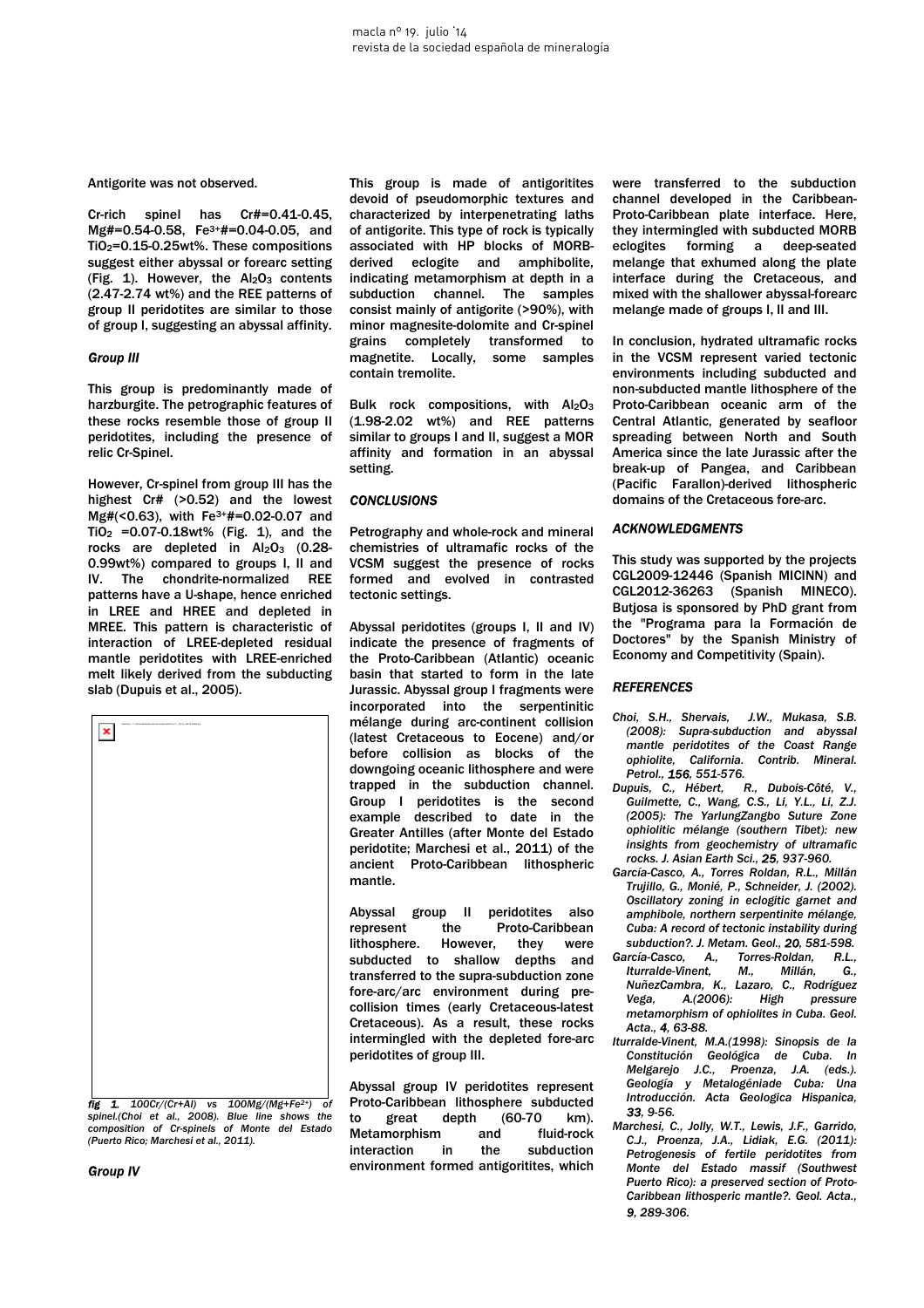Antigorite was not observed.

Cr-rich spinel has Cr#=0.41-0.45, Mg#=0.54-0.58, $Fe^{3+}$#=0.04-0.05, and $TiO_2$=0.15-0.25wt%. These compositions suggest either abyssal or forearc setting (Fig. 1). However, the $Al_2O_3$ contents (2.47-2.74 wt%) and the REE patterns of group II peridotites are similar to those of group I, suggesting an abyssal affinity.

### *Group III*

This group is predominantly made of harzburgite. The petrographic features of these rocks resemble those of group II peridotites, including the presence of relic Cr-Spinel.

However, Cr-spinel from group III has the highest Cr# (>0.52) and the lowest Mg#(<0.63), with $Fe^{3+}$#=0.02-0.07 and $TiO_2$ =0.07-0.18wt% (Fig. 1), and the rocks are depleted in $Al_2O_3$ (0.28-0.99wt%) compared to groups I, II and IV. The chondrite-normalized REE patterns have a U-shape, hence enriched in LREE and HREE and depleted in MREE. This pattern is characteristic of interaction of LREE-depleted residual mantle peridotites with LREE-enriched melt likely derived from the subducting slab (Dupuis et al., 2005).

*fig 1. 100Cr/(Cr+Al) vs 100Mg/(Mg+Fe2+) of spinel.(Choi et al., 2008). Blue line shows the composition of Cr-spinels of Monte del Estado (Puerto Rico; Marchesi et al., 2011).*

### *Group IV*

This group is made of antigoritites devoid of pseudomorphic textures and characterized by interpenetrating laths of antigorite. This type of rock is typically associated with HP blocks of MORB-derived eclogite and amphibolite, indicating metamorphism at depth in a subduction channel. The samples consist mainly of antigorite (>90%), with minor magnesite-dolomite and Cr-spinel grains completely transformed to magnetite. Locally, some samples contain tremolite.

Bulk rock compositions, with $Al_2O_3$ (1.98-2.02 wt%) and REE patterns similar to groups I and II, suggest a MOR affinity and formation in an abyssal setting.

## *CONCLUSIONS*

Petrography and whole-rock and mineral chemistries of ultramafic rocks of the VCSM suggest the presence of rocks formed and evolved in contrasted tectonic settings.

Abyssal peridotites (groups I, II and IV) indicate the presence of fragments of the Proto-Caribbean (Atlantic) oceanic basin that started to form in the late Jurassic. Abyssal group I fragments were incorporated into the serpentinitic mélange during arc-continent collision (latest Cretaceous to Eocene) and/or before collision as blocks of the downgoing oceanic lithosphere and were trapped in the subduction channel. Group I peridotites is the second example described to date in the Greater Antilles (after Monte del Estado peridotite; Marchesi et al., 2011) of the ancient Proto-Caribbean lithospheric mantle.

Abyssal group II peridotites also represent the Proto-Caribbean lithosphere. However, they were subducted to shallow depths and transferred to the supra-subduction zone fore-arc/arc environment during pre-collision times (early Cretaceous-latest Cretaceous). As a result, these rocks intermingled with the depleted fore-arc peridotites of group III.

Abyssal group IV peridotites represent Proto-Caribbean lithosphere subducted to great depth (60-70 km). Metamorphism and fluid-rock interaction in the subduction environment formed antigoritites, which were transferred to the subduction channel developed in the Caribbean-Proto-Caribbean plate interface. Here, they intermingled with subducted MORB eclogites forming a deep-seated melange that exhumed along the plate interface during the Cretaceous, and mixed with the shallower abyssal-forearc melange made of groups I, II and III.

In conclusion, hydrated ultramafic rocks in the VCSM represent varied tectonic environments including subducted and non-subducted mantle lithosphere of the Proto-Caribbean oceanic arm of the Central Atlantic, generated by seafloor spreading between North and South America since the late Jurassic after the break-up of Pangea, and Caribbean (Pacific Farallon)-derived lithospheric domains of the Cretaceous fore-arc.

## *ACKNOWLEDGMENTS*

This study was supported by the projects CGL2009-12446 (Spanish MICINN) and CGL2012-36263 (Spanish MINECO). Butjosa is sponsored by PhD grant from the "Programa para la Formación de Doctores" by the Spanish Ministry of Economy and Competitivity (Spain).

## *REFERENCES*

*Choi, S.H., Shervais, J.W., Mukasa, S.B. (2008): Supra-subduction and abyssal mantle peridotites of the Coast Range ophiolite, California. Contrib. Mineral. Petrol., 156, 551-576.*

*Dupuis, C., Hébert, R., Dubois-Côté, V., Guilmette, C., Wang, C.S., Li, Y.L., Li, Z.J. (2005): The YarlungZangbo Suture Zone ophiolitic mélange (southern Tibet): new insights from geochemistry of ultramafic rocks. J. Asian Earth Sci., 25, 937-960.*

*García-Casco, A., Torres Roldan, R.L., Millán Trujillo, G., Monié, P., Schneider, J. (2002). Oscillatory zoning in eclogitic garnet and amphibole, northern serpentinite mélange, Cuba: A record of tectonic instability during subduction?. J. Metam. Geol., 20, 581-598.*

*García-Casco, A., Torres-Roldan, R.L., Iturralde-Vinent, M., Millán, G., NuñezCambra, K., Lazaro, C., Rodríguez Vega, A.(2006): High pressure metamorphism of ophiolites in Cuba. Geol. Acta., 4, 63-88.*

*Iturralde-Vinent, M.A.(1998): Sinopsis de la Constitución Geológica de Cuba. In Melgarejo J.C., Proenza, J.A. (eds.). Geología y Metalogéniade Cuba: Una Introducción. Acta Geologica Hispanica, 33, 9-56.*

*Marchesi, C., Jolly, W.T., Lewis, J.F., Garrido, C.J., Proenza, J.A., Lidiak, E.G. (2011): Petrogenesis of fertile peridotites from Monte del Estado massif (Southwest Puerto Rico): a preserved section of Proto-Caribbean lithosperic mantle?. Geol. Acta., 9, 289-306.*